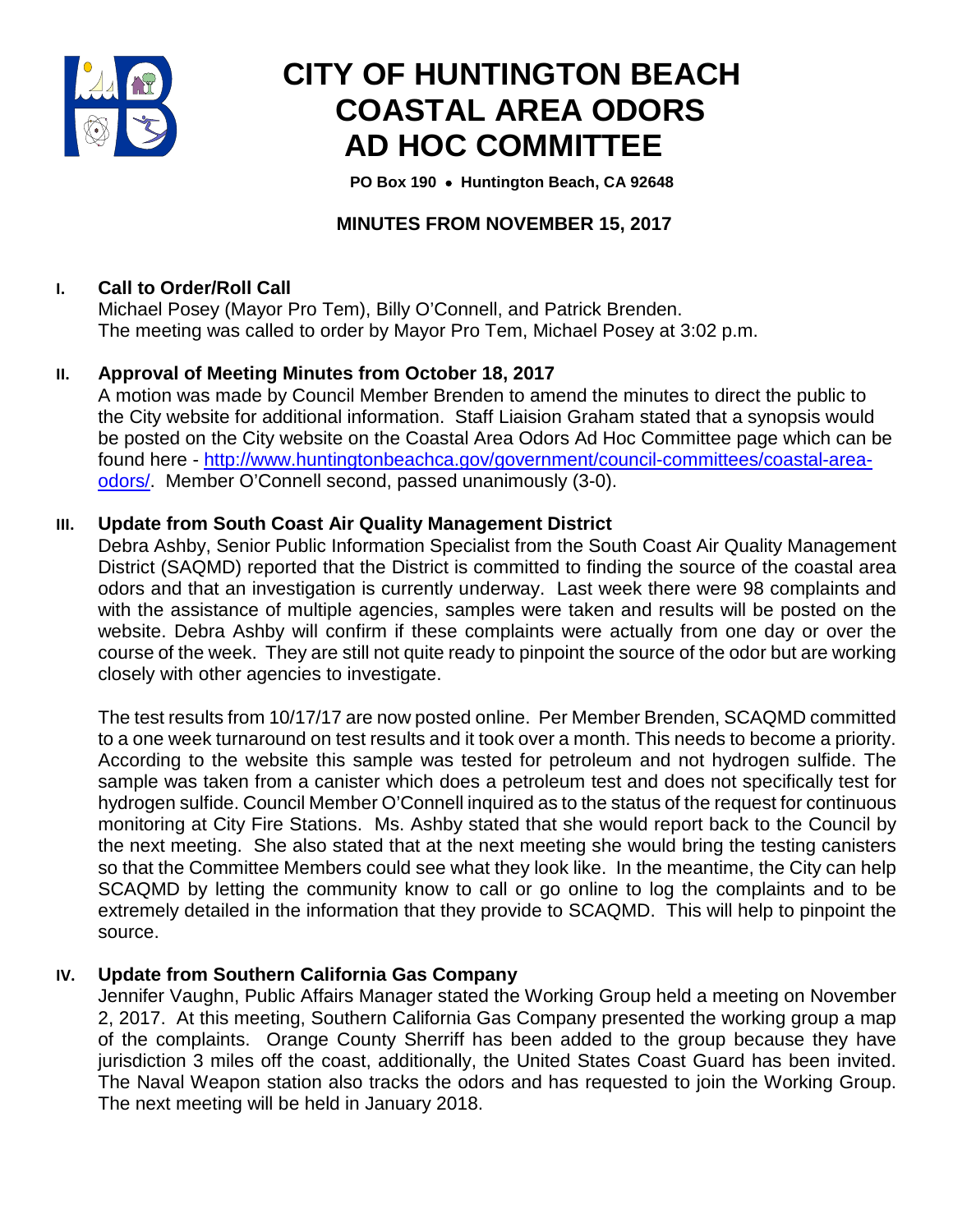# CITY OF HUNTINGTON BEACH COASTAL AREA ODORS AD HOC COMMITTEE

**PO Box 190 • Huntington Beach, CA 92648**

## MINUTES FROM NOVEMBER 15, 2017

### I. Call to Order/Roll Call

Michael Posey (Mayor Pro Tem), Billy O'Connell, and Patrick Brenden.
The meeting was called to order by Mayor Pro Tem, Michael Posey at 3:02 p.m.

### II. Approval of Meeting Minutes from October 18, 2017

A motion was made by Council Member Brenden to amend the minutes to direct the public to the City website for additional information. Staff Liaision Graham stated that a synopsis would be posted on the City website on the Coastal Area Odors Ad Hoc Committee page which can be found here - [http://www.huntingtonbeachca.gov/government/council-committees/coastal-area-odors/](http://www.huntingtonbeachca.gov/government/council-committees/coastal-area-odors/). Member O'Connell second, passed unanimously (3-0).

### III. Update from South Coast Air Quality Management District

Debra Ashby, Senior Public Information Specialist from the South Coast Air Quality Management District (SAQMD) reported that the District is committed to finding the source of the coastal area odors and that an investigation is currently underway. Last week there were 98 complaints and with the assistance of multiple agencies, samples were taken and results will be posted on the website. Debra Ashby will confirm if these complaints were actually from one day or over the course of the week. They are still not quite ready to pinpoint the source of the odor but are working closely with other agencies to investigate.

The test results from 10/17/17 are now posted online. Per Member Brenden, SCAQMD committed to a one week turnaround on test results and it took over a month. This needs to become a priority. According to the website this sample was tested for petroleum and not hydrogen sulfide. The sample was taken from a canister which does a petroleum test and does not specifically test for hydrogen sulfide. Council Member O'Connell inquired as to the status of the request for continuous monitoring at City Fire Stations. Ms. Ashby stated that she would report back to the Council by the next meeting. She also stated that at the next meeting she would bring the testing canisters so that the Committee Members could see what they look like. In the meantime, the City can help SCAQMD by letting the community know to call or go online to log the complaints and to be extremely detailed in the information that they provide to SCAQMD. This will help to pinpoint the source.

### IV. Update from Southern California Gas Company

Jennifer Vaughn, Public Affairs Manager stated the Working Group held a meeting on November 2, 2017. At this meeting, Southern California Gas Company presented the working group a map of the complaints. Orange County Sherriff has been added to the group because they have jurisdiction 3 miles off the coast, additionally, the United States Coast Guard has been invited. The Naval Weapon station also tracks the odors and has requested to join the Working Group. The next meeting will be held in January 2018.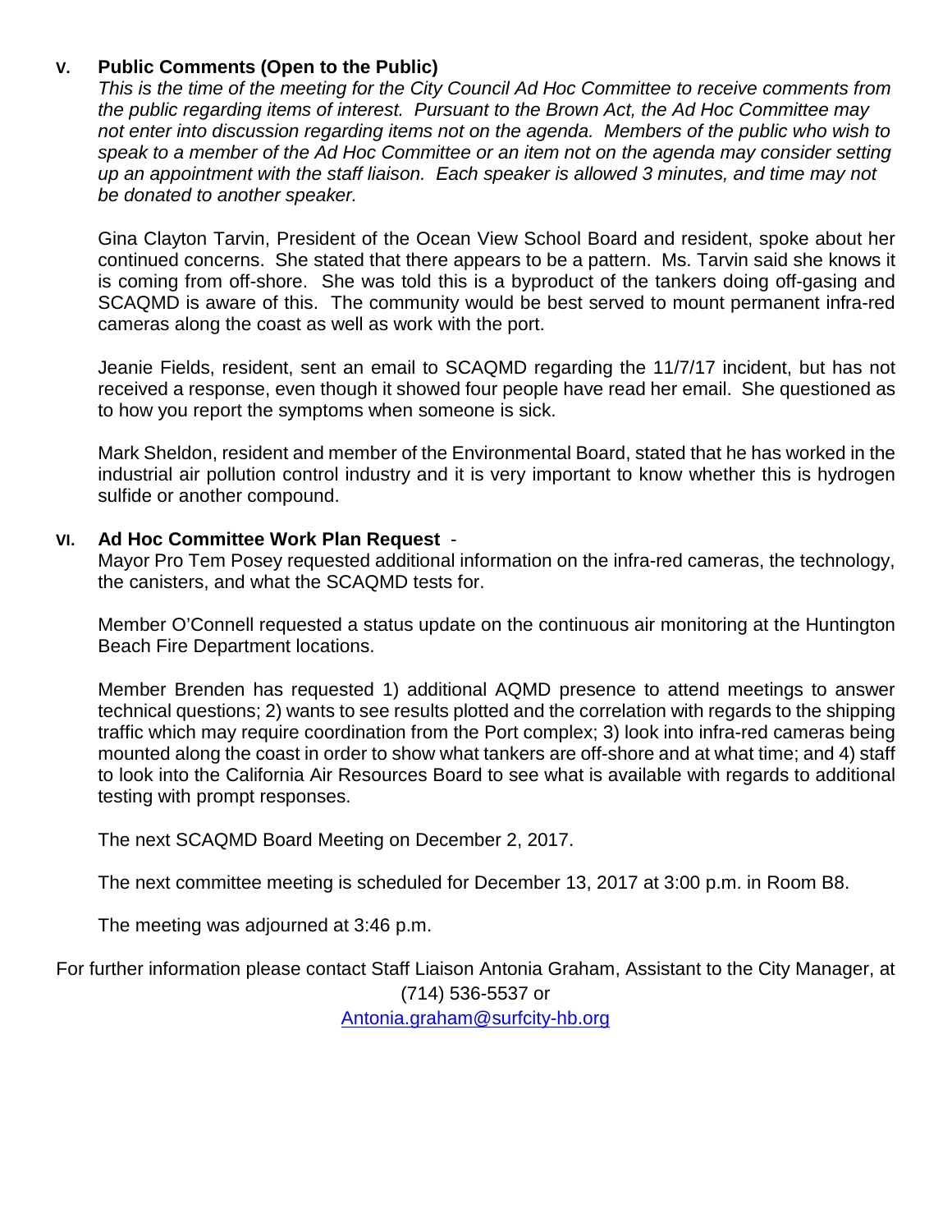## V. Public Comments (Open to the Public)

*This is the time of the meeting for the City Council Ad Hoc Committee to receive comments from the public regarding items of interest. Pursuant to the Brown Act, the Ad Hoc Committee may not enter into discussion regarding items not on the agenda. Members of the public who wish to speak to a member of the Ad Hoc Committee or an item not on the agenda may consider setting up an appointment with the staff liaison. Each speaker is allowed 3 minutes, and time may not be donated to another speaker.*

Gina Clayton Tarvin, President of the Ocean View School Board and resident, spoke about her continued concerns. She stated that there appears to be a pattern. Ms. Tarvin said she knows it is coming from off-shore. She was told this is a byproduct of the tankers doing off-gasing and SCAQMD is aware of this. The community would be best served to mount permanent infra-red cameras along the coast as well as work with the port.

Jeanie Fields, resident, sent an email to SCAQMD regarding the 11/7/17 incident, but has not received a response, even though it showed four people have read her email. She questioned as to how you report the symptoms when someone is sick.

Mark Sheldon, resident and member of the Environmental Board, stated that he has worked in the industrial air pollution control industry and it is very important to know whether this is hydrogen sulfide or another compound.

## VI. Ad Hoc Committee Work Plan Request -

Mayor Pro Tem Posey requested additional information on the infra-red cameras, the technology, the canisters, and what the SCAQMD tests for.

Member O'Connell requested a status update on the continuous air monitoring at the Huntington Beach Fire Department locations.

Member Brenden has requested 1) additional AQMD presence to attend meetings to answer technical questions; 2) wants to see results plotted and the correlation with regards to the shipping traffic which may require coordination from the Port complex; 3) look into infra-red cameras being mounted along the coast in order to show what tankers are off-shore and at what time; and 4) staff to look into the California Air Resources Board to see what is available with regards to additional testing with prompt responses.

The next SCAQMD Board Meeting on December 2, 2017.

The next committee meeting is scheduled for December 13, 2017 at 3:00 p.m. in Room B8.

The meeting was adjourned at 3:46 p.m.

For further information please contact Staff Liaison Antonia Graham, Assistant to the City Manager, at (714) 536-5537 or [Antonia.graham@surfcity-hb.org](mailto:Antonia.graham@surfcity-hb.org)